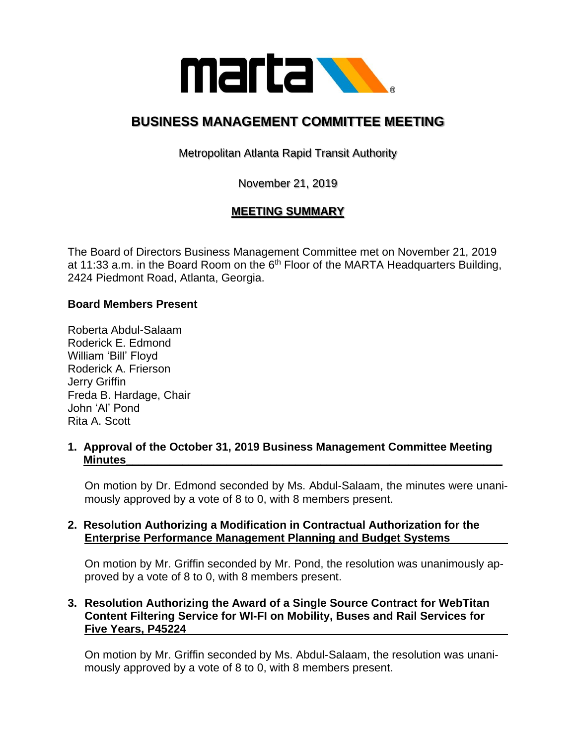# BUSINESS MANAGEMENT COMMITTEE MEETING

Metropolitan Atlanta Rapid Transit Authority

November 21, 2019

## MEETING SUMMARY

The Board of Directors Business Management Committee met on November 21, 2019 at 11:33 a.m. in the Board Room on the 6th Floor of the MARTA Headquarters Building, 2424 Piedmont Road, Atlanta, Georgia.

**Board Members Present**

Roberta Abdul-Salaam
Roderick E. Edmond
William 'Bill' Floyd
Roderick A. Frierson
Jerry Griffin
Freda B. Hardage, Chair
John 'Al' Pond
Rita A. Scott

**1. Approval of the October 31, 2019 Business Management Committee Meeting Minutes**

On motion by Dr. Edmond seconded by Ms. Abdul-Salaam, the minutes were unanimously approved by a vote of 8 to 0, with 8 members present.

**2. Resolution Authorizing a Modification in Contractual Authorization for the Enterprise Performance Management Planning and Budget Systems**

On motion by Mr. Griffin seconded by Mr. Pond, the resolution was unanimously approved by a vote of 8 to 0, with 8 members present.

**3. Resolution Authorizing the Award of a Single Source Contract for WebTitan Content Filtering Service for WI-FI on Mobility, Buses and Rail Services for Five Years, P45224**

On motion by Mr. Griffin seconded by Ms. Abdul-Salaam, the resolution was unanimously approved by a vote of 8 to 0, with 8 members present.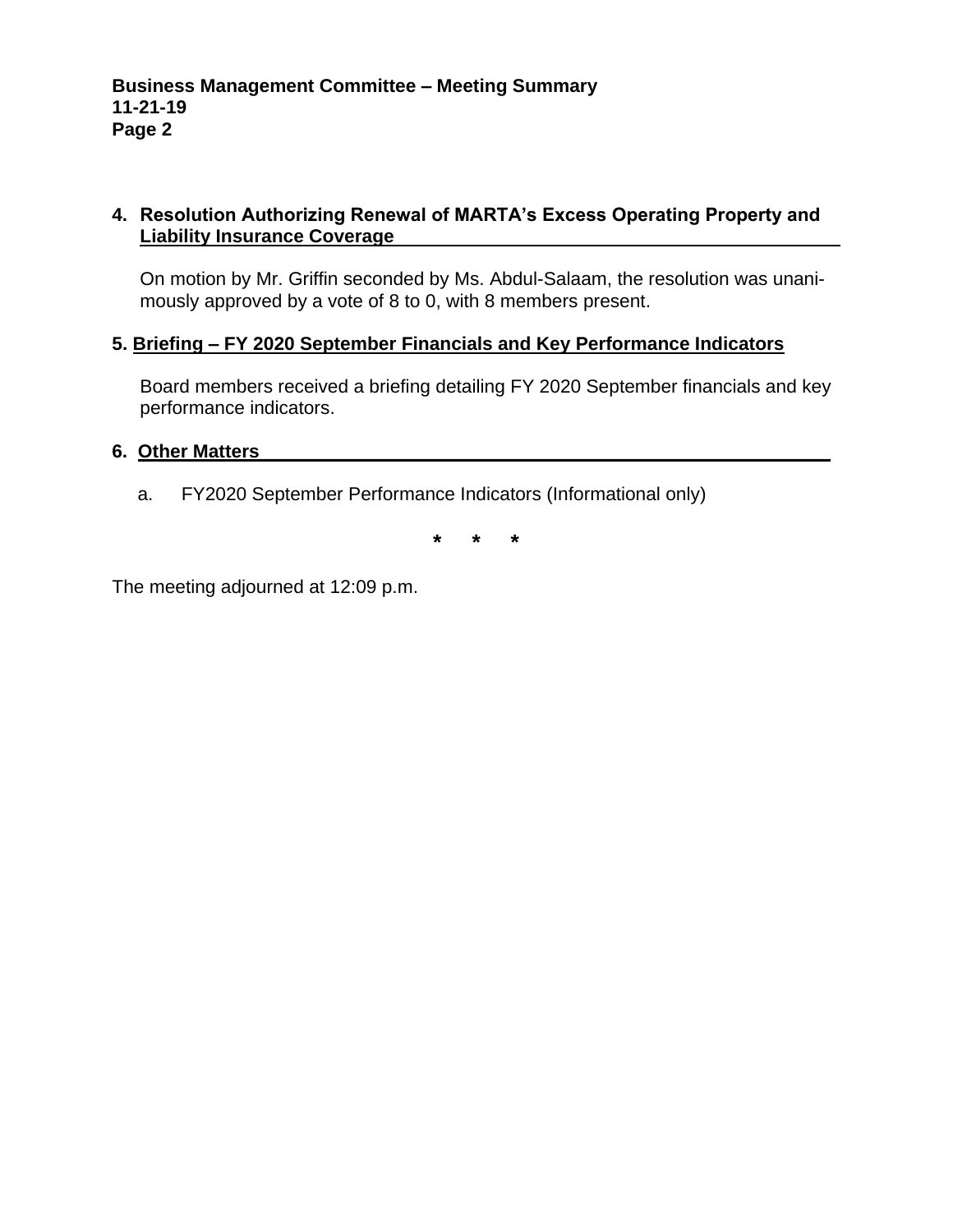**4. Resolution Authorizing Renewal of MARTA's Excess Operating Property and Liability Insurance Coverage**

On motion by Mr. Griffin seconded by Ms. Abdul-Salaam, the resolution was unanimously approved by a vote of 8 to 0, with 8 members present.

**5. Briefing – FY 2020 September Financials and Key Performance Indicators**

Board members received a briefing detailing FY 2020 September financials and key performance indicators.

**6. Other Matters**

a. FY2020 September Performance Indicators (Informational only)

\* \* \*

The meeting adjourned at 12:09 p.m.